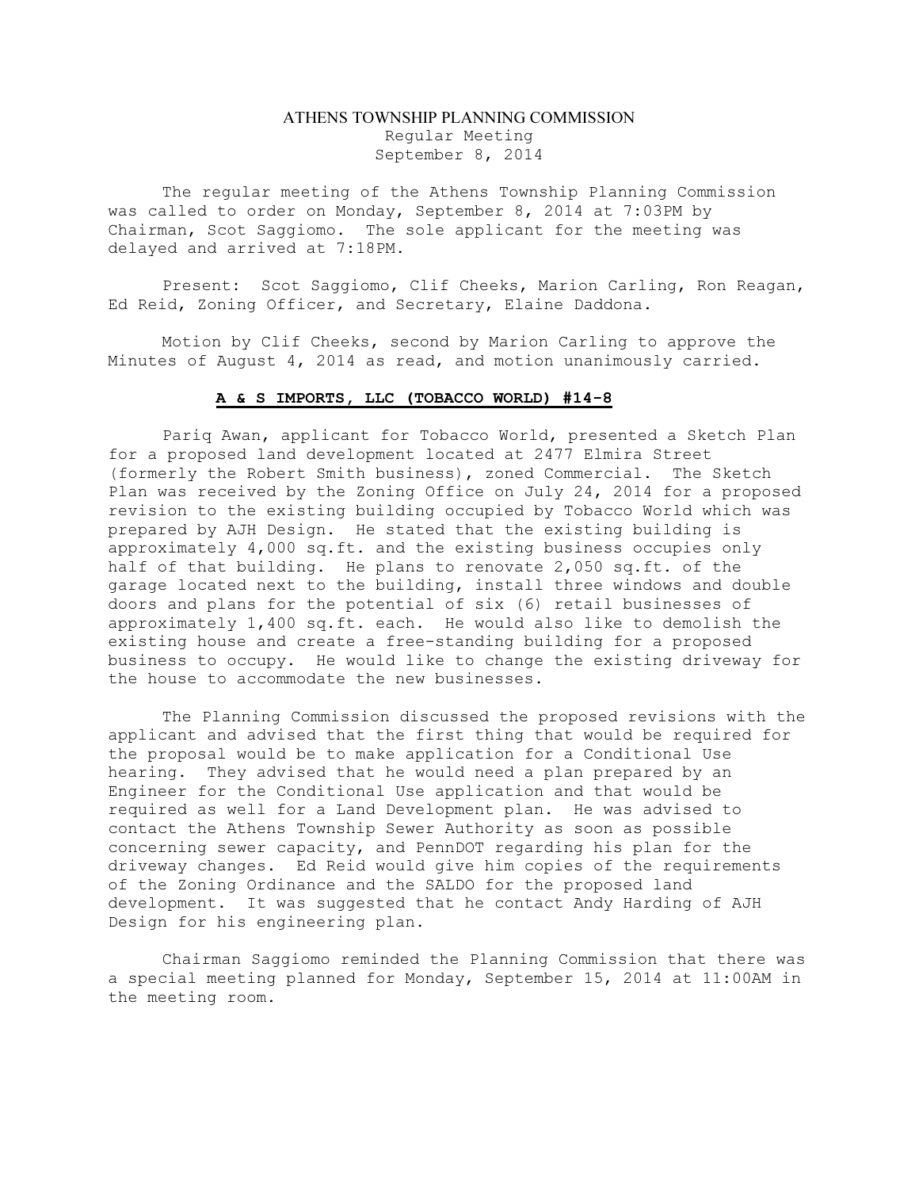# ATHENS TOWNSHIP PLANNING COMMISSION

Regular Meeting
September 8, 2014

The regular meeting of the Athens Township Planning Commission was called to order on Monday, September 8, 2014 at 7:03PM by Chairman, Scot Saggiomo. The sole applicant for the meeting was delayed and arrived at 7:18PM.

Present: Scot Saggiomo, Clif Cheeks, Marion Carling, Ron Reagan, Ed Reid, Zoning Officer, and Secretary, Elaine Daddona.

Motion by Clif Cheeks, second by Marion Carling to approve the Minutes of August 4, 2014 as read, and motion unanimously carried.

## A & S IMPORTS, LLC (TOBACCO WORLD) #14-8

Pariq Awan, applicant for Tobacco World, presented a Sketch Plan for a proposed land development located at 2477 Elmira Street (formerly the Robert Smith business), zoned Commercial. The Sketch Plan was received by the Zoning Office on July 24, 2014 for a proposed revision to the existing building occupied by Tobacco World which was prepared by AJH Design. He stated that the existing building is approximately 4,000 sq.ft. and the existing business occupies only half of that building. He plans to renovate 2,050 sq.ft. of the garage located next to the building, install three windows and double doors and plans for the potential of six (6) retail businesses of approximately 1,400 sq.ft. each. He would also like to demolish the existing house and create a free-standing building for a proposed business to occupy. He would like to change the existing driveway for the house to accommodate the new businesses.

The Planning Commission discussed the proposed revisions with the applicant and advised that the first thing that would be required for the proposal would be to make application for a Conditional Use hearing. They advised that he would need a plan prepared by an Engineer for the Conditional Use application and that would be required as well for a Land Development plan. He was advised to contact the Athens Township Sewer Authority as soon as possible concerning sewer capacity, and PennDOT regarding his plan for the driveway changes. Ed Reid would give him copies of the requirements of the Zoning Ordinance and the SALDO for the proposed land development. It was suggested that he contact Andy Harding of AJH Design for his engineering plan.

Chairman Saggiomo reminded the Planning Commission that there was a special meeting planned for Monday, September 15, 2014 at 11:00AM in the meeting room.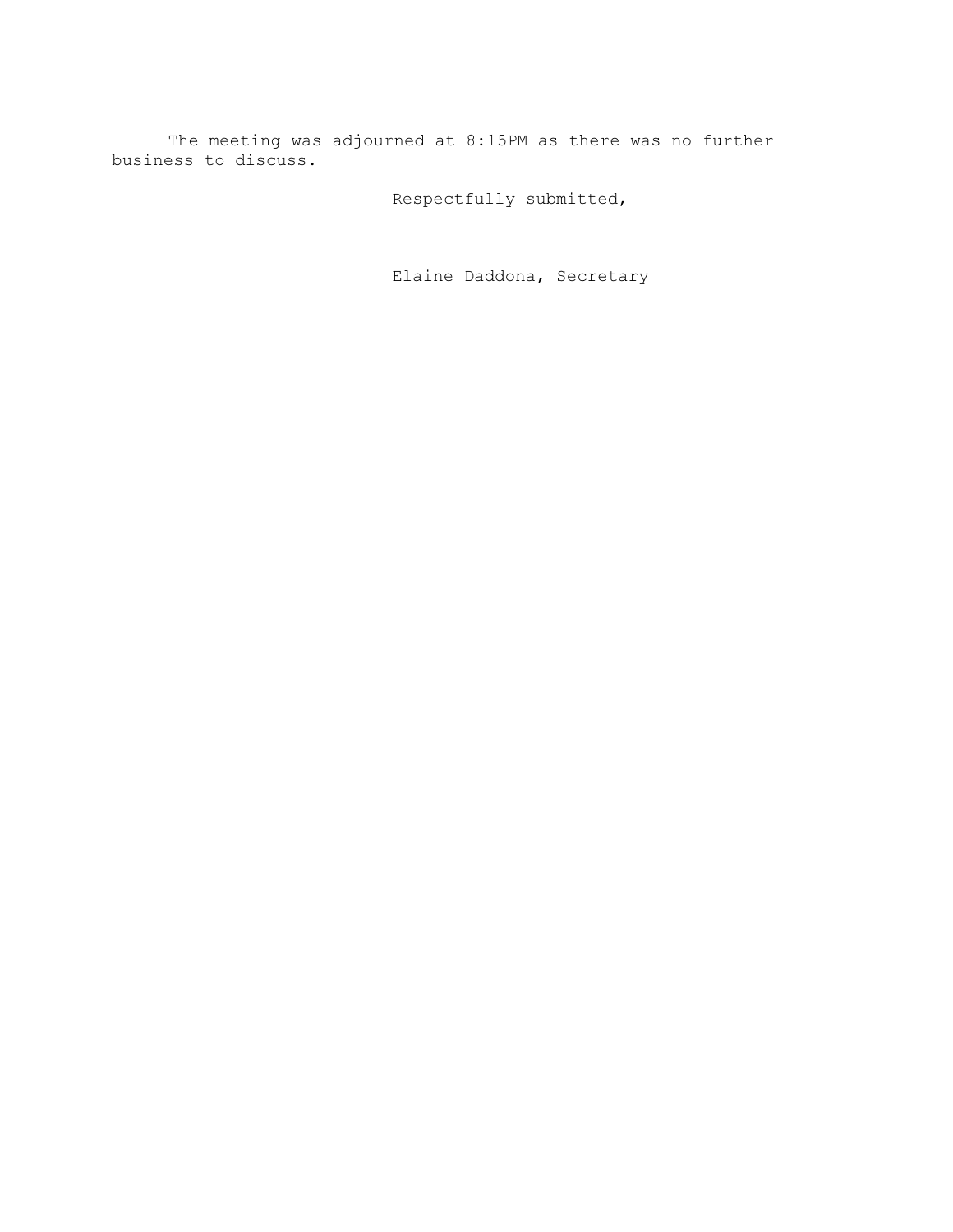The meeting was adjourned at 8:15PM as there was no further business to discuss.

Respectfully submitted,

Elaine Daddona, Secretary